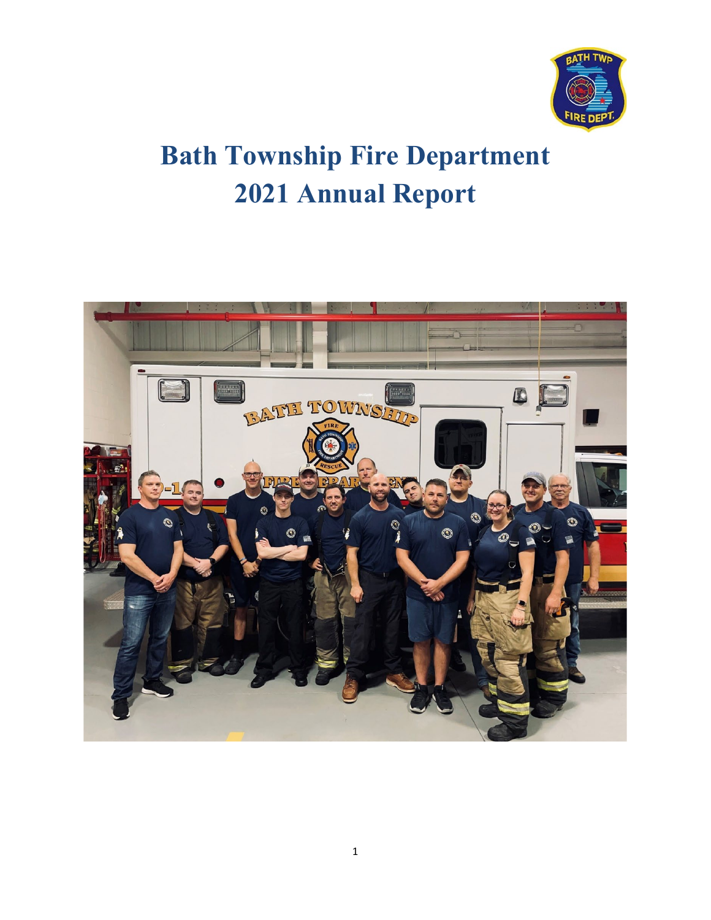# Bath Township Fire Department
# 2021 Annual Report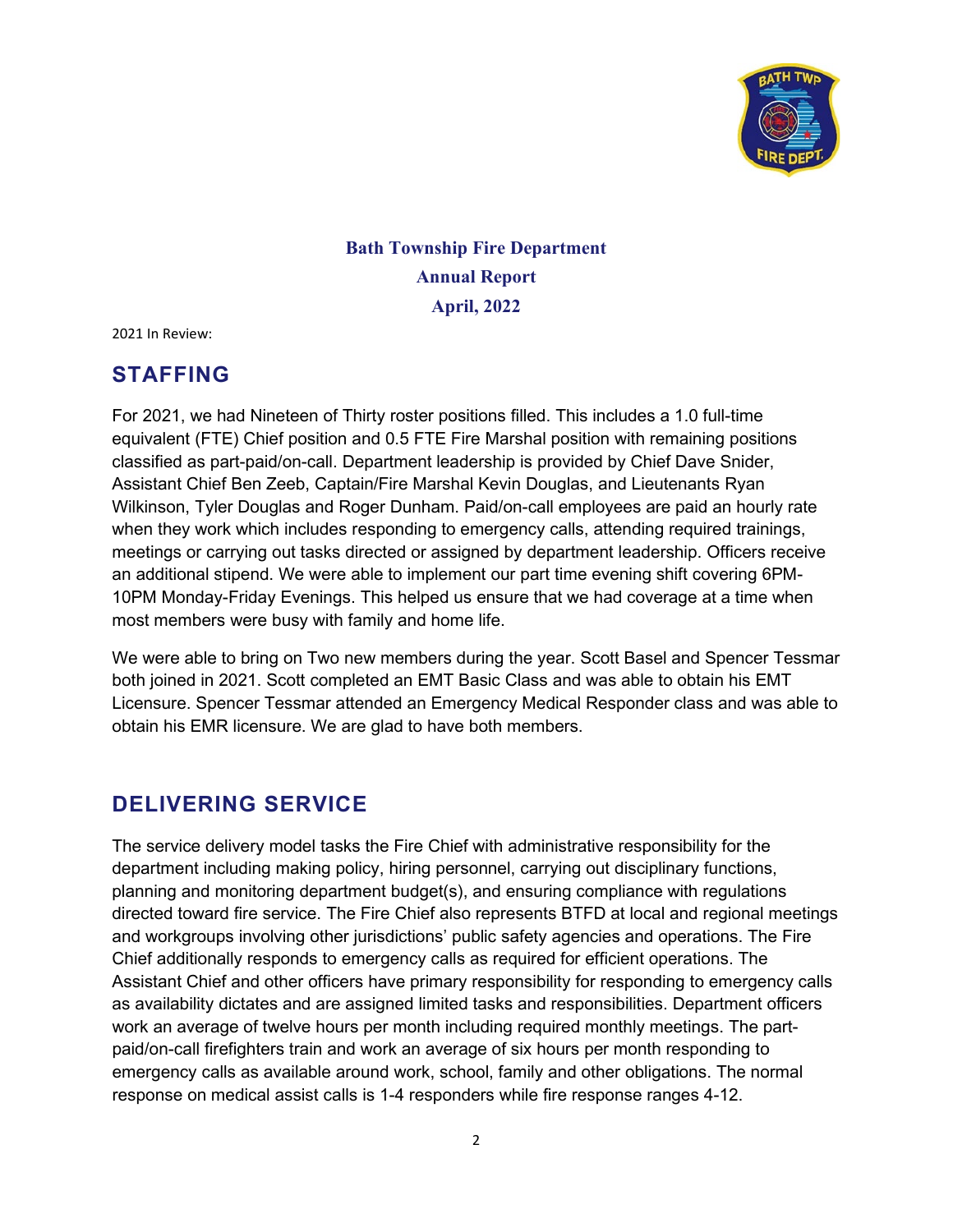**Bath Township Fire Department**
**Annual Report**
**April, 2022**

2021 In Review:

## STAFFING

For 2021, we had Nineteen of Thirty roster positions filled. This includes a 1.0 full-time equivalent (FTE) Chief position and 0.5 FTE Fire Marshal position with remaining positions classified as part-paid/on-call. Department leadership is provided by Chief Dave Snider, Assistant Chief Ben Zeeb, Captain/Fire Marshal Kevin Douglas, and Lieutenants Ryan Wilkinson, Tyler Douglas and Roger Dunham. Paid/on-call employees are paid an hourly rate when they work which includes responding to emergency calls, attending required trainings, meetings or carrying out tasks directed or assigned by department leadership. Officers receive an additional stipend. We were able to implement our part time evening shift covering 6PM-10PM Monday-Friday Evenings. This helped us ensure that we had coverage at a time when most members were busy with family and home life.

We were able to bring on Two new members during the year. Scott Basel and Spencer Tessmar both joined in 2021. Scott completed an EMT Basic Class and was able to obtain his EMT Licensure. Spencer Tessmar attended an Emergency Medical Responder class and was able to obtain his EMR licensure. We are glad to have both members.

## DELIVERING SERVICE

The service delivery model tasks the Fire Chief with administrative responsibility for the department including making policy, hiring personnel, carrying out disciplinary functions, planning and monitoring department budget(s), and ensuring compliance with regulations directed toward fire service. The Fire Chief also represents BTFD at local and regional meetings and workgroups involving other jurisdictions' public safety agencies and operations. The Fire Chief additionally responds to emergency calls as required for efficient operations. The Assistant Chief and other officers have primary responsibility for responding to emergency calls as availability dictates and are assigned limited tasks and responsibilities. Department officers work an average of twelve hours per month including required monthly meetings. The part-paid/on-call firefighters train and work an average of six hours per month responding to emergency calls as available around work, school, family and other obligations. The normal response on medical assist calls is 1-4 responders while fire response ranges 4-12.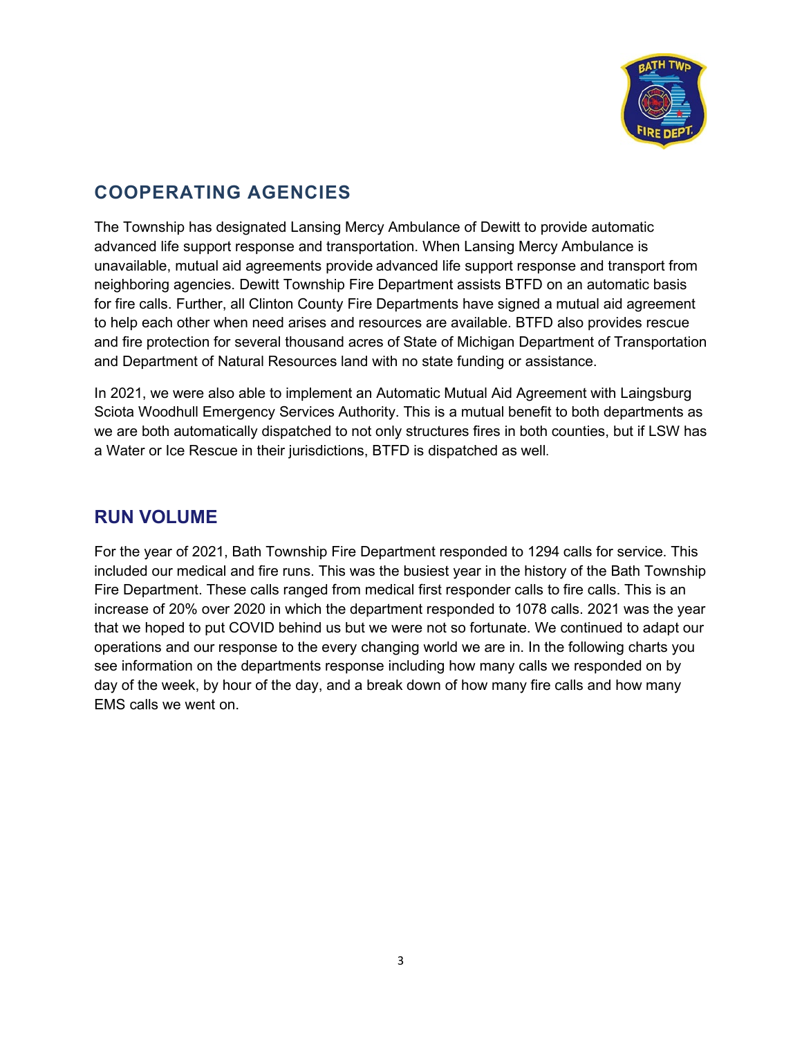## COOPERATING AGENCIES

The Township has designated Lansing Mercy Ambulance of Dewitt to provide automatic advanced life support response and transportation. When Lansing Mercy Ambulance is unavailable, mutual aid agreements provide advanced life support response and transport from neighboring agencies. Dewitt Township Fire Department assists BTFD on an automatic basis for fire calls. Further, all Clinton County Fire Departments have signed a mutual aid agreement to help each other when need arises and resources are available. BTFD also provides rescue and fire protection for several thousand acres of State of Michigan Department of Transportation and Department of Natural Resources land with no state funding or assistance.

In 2021, we were also able to implement an Automatic Mutual Aid Agreement with Laingsburg Sciota Woodhull Emergency Services Authority. This is a mutual benefit to both departments as we are both automatically dispatched to not only structures fires in both counties, but if LSW has a Water or Ice Rescue in their jurisdictions, BTFD is dispatched as well.

## RUN VOLUME

For the year of 2021, Bath Township Fire Department responded to 1294 calls for service. This included our medical and fire runs. This was the busiest year in the history of the Bath Township Fire Department. These calls ranged from medical first responder calls to fire calls. This is an increase of 20% over 2020 in which the department responded to 1078 calls. 2021 was the year that we hoped to put COVID behind us but we were not so fortunate. We continued to adapt our operations and our response to the every changing world we are in. In the following charts you see information on the departments response including how many calls we responded on by day of the week, by hour of the day, and a break down of how many fire calls and how many EMS calls we went on.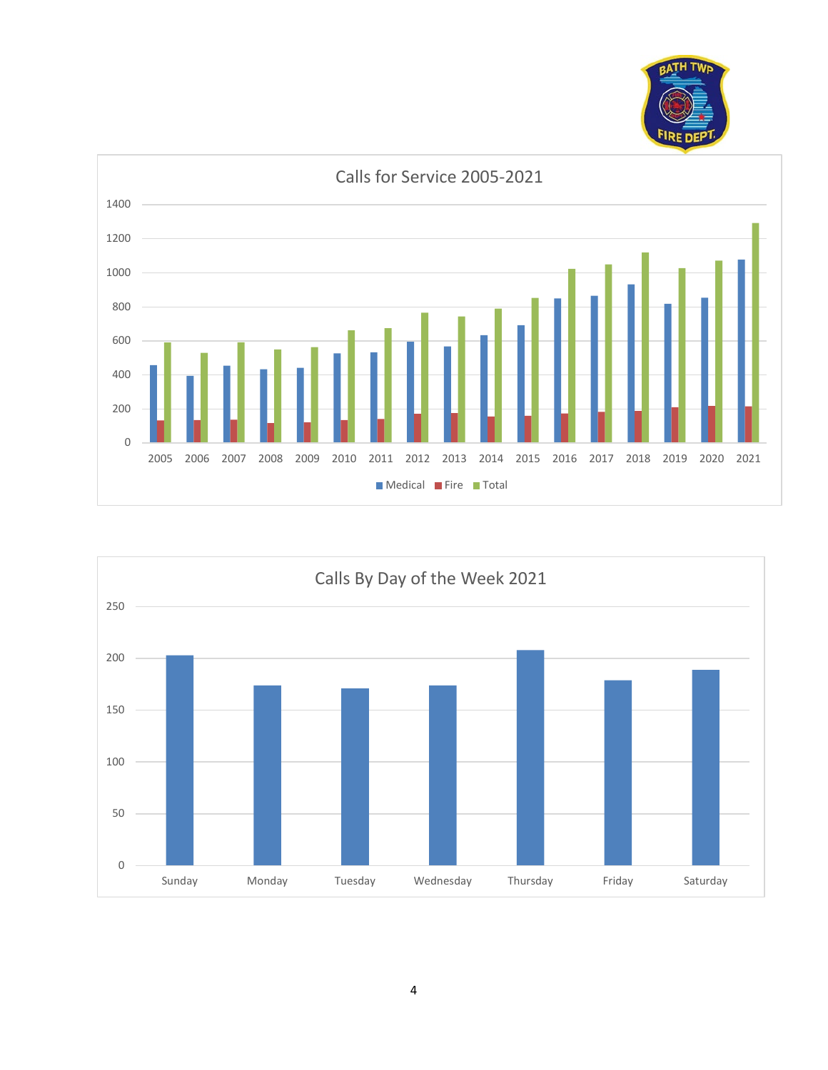## Calls for Service 2005-2021

## Calls By Day of the Week 2021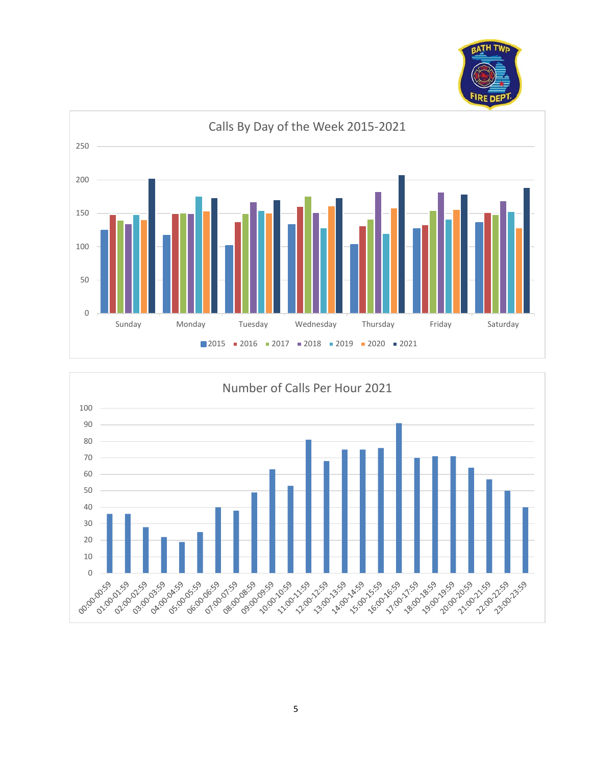## Calls By Day of the Week 2015-2021

## Number of Calls Per Hour 2021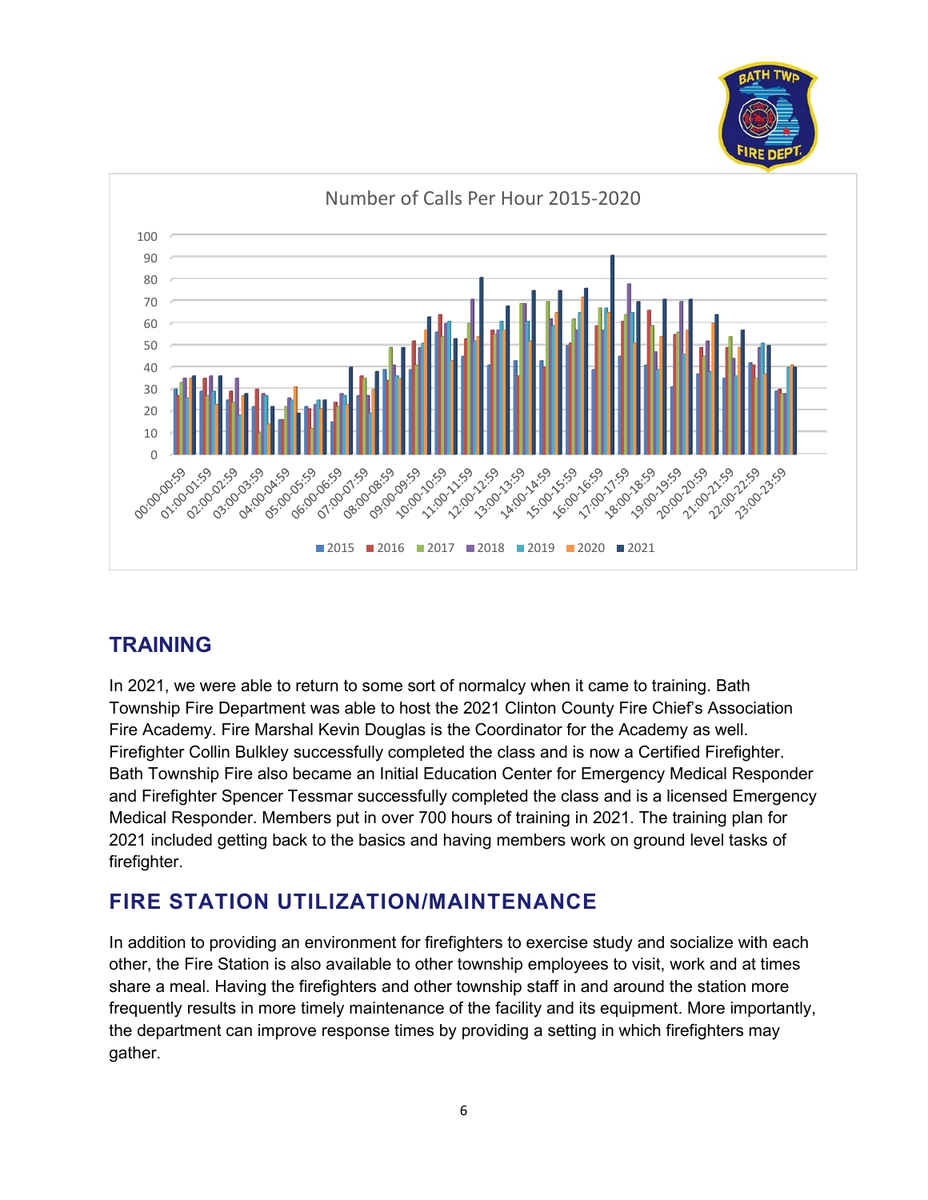## Number of Calls Per Hour 2015-2020

## TRAINING

In 2021, we were able to return to some sort of normalcy when it came to training. Bath Township Fire Department was able to host the 2021 Clinton County Fire Chief's Association Fire Academy. Fire Marshal Kevin Douglas is the Coordinator for the Academy as well. Firefighter Collin Bulkley successfully completed the class and is now a Certified Firefighter. Bath Township Fire also became an Initial Education Center for Emergency Medical Responder and Firefighter Spencer Tessmar successfully completed the class and is a licensed Emergency Medical Responder. Members put in over 700 hours of training in 2021. The training plan for 2021 included getting back to the basics and having members work on ground level tasks of firefighter.

## FIRE STATION UTILIZATION/MAINTENANCE

In addition to providing an environment for firefighters to exercise study and socialize with each other, the Fire Station is also available to other township employees to visit, work and at times share a meal. Having the firefighters and other township staff in and around the station more frequently results in more timely maintenance of the facility and its equipment. More importantly, the department can improve response times by providing a setting in which firefighters may gather.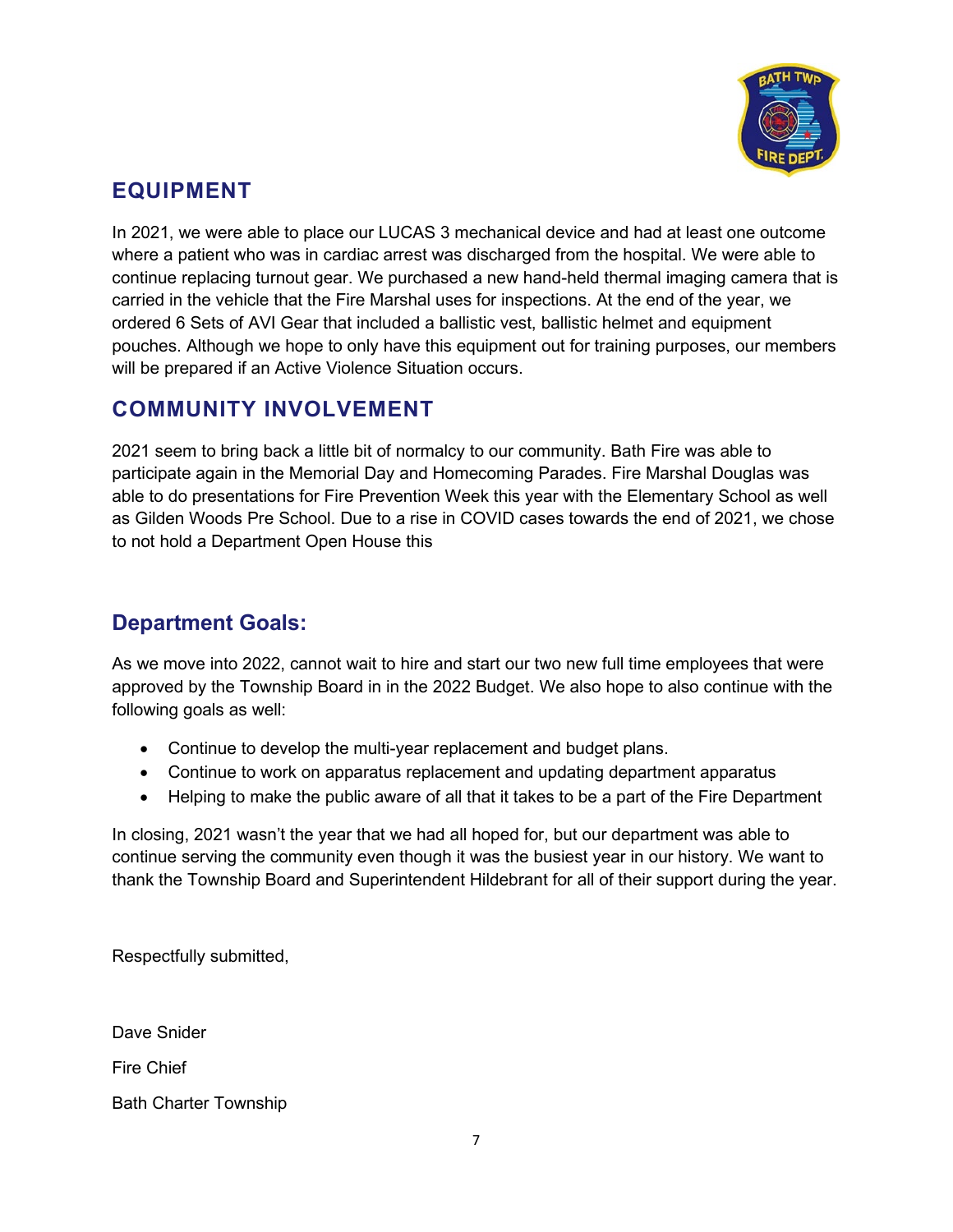## EQUIPMENT

In 2021, we were able to place our LUCAS 3 mechanical device and had at least one outcome where a patient who was in cardiac arrest was discharged from the hospital. We were able to continue replacing turnout gear. We purchased a new hand-held thermal imaging camera that is carried in the vehicle that the Fire Marshal uses for inspections. At the end of the year, we ordered 6 Sets of AVI Gear that included a ballistic vest, ballistic helmet and equipment pouches. Although we hope to only have this equipment out for training purposes, our members will be prepared if an Active Violence Situation occurs.

## COMMUNITY INVOLVEMENT

2021 seem to bring back a little bit of normalcy to our community. Bath Fire was able to participate again in the Memorial Day and Homecoming Parades. Fire Marshal Douglas was able to do presentations for Fire Prevention Week this year with the Elementary School as well as Gilden Woods Pre School. Due to a rise in COVID cases towards the end of 2021, we chose to not hold a Department Open House this

## Department Goals:

As we move into 2022, cannot wait to hire and start our two new full time employees that were approved by the Township Board in in the 2022 Budget. We also hope to also continue with the following goals as well:

- Continue to develop the multi-year replacement and budget plans.
- Continue to work on apparatus replacement and updating department apparatus
- Helping to make the public aware of all that it takes to be a part of the Fire Department

In closing, 2021 wasn't the year that we had all hoped for, but our department was able to continue serving the community even though it was the busiest year in our history. We want to thank the Township Board and Superintendent Hildebrant for all of their support during the year.

Respectfully submitted,

Dave Snider

Fire Chief

Bath Charter Township